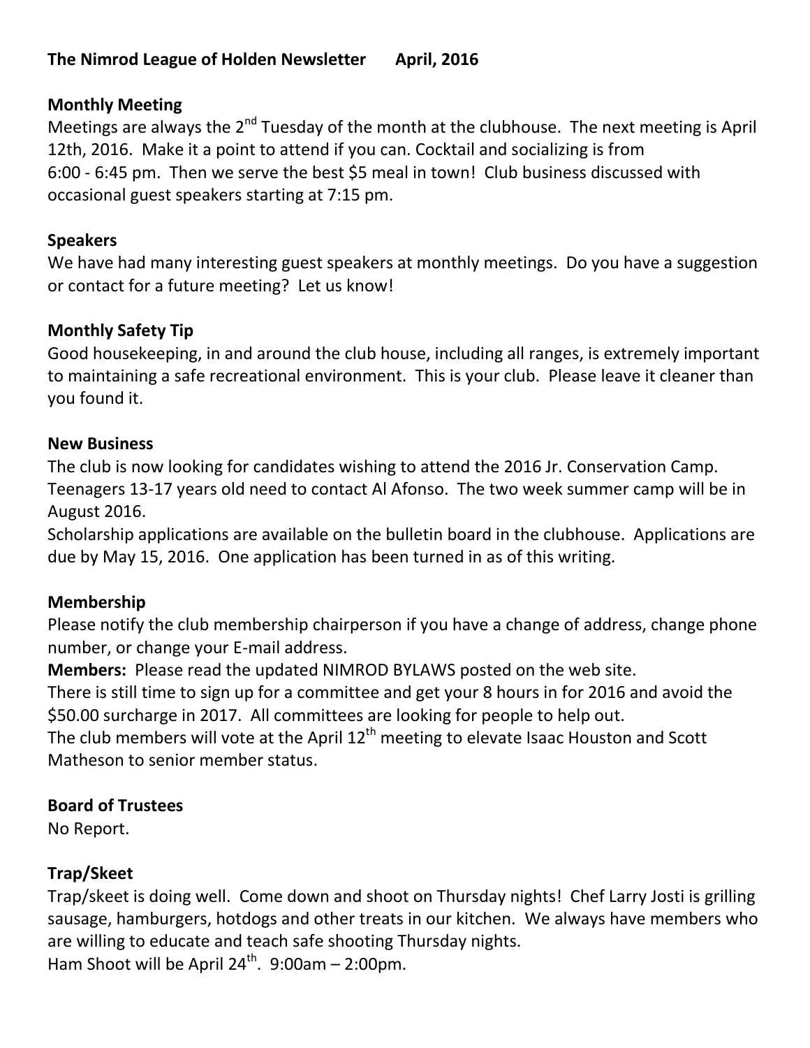# The Nimrod League of Holden Newsletter April, 2016

## Monthly Meeting

Meetings are always the 2nd Tuesday of the month at the clubhouse. The next meeting is April 12th, 2016. Make it a point to attend if you can. Cocktail and socializing is from 6:00 - 6:45 pm. Then we serve the best $5 meal in town! Club business discussed with occasional guest speakers starting at 7:15 pm.

## Speakers

We have had many interesting guest speakers at monthly meetings. Do you have a suggestion or contact for a future meeting? Let us know!

## Monthly Safety Tip

Good housekeeping, in and around the club house, including all ranges, is extremely important to maintaining a safe recreational environment. This is your club. Please leave it cleaner than you found it.

## New Business

The club is now looking for candidates wishing to attend the 2016 Jr. Conservation Camp. Teenagers 13-17 years old need to contact Al Afonso. The two week summer camp will be in August 2016.

Scholarship applications are available on the bulletin board in the clubhouse. Applications are due by May 15, 2016. One application has been turned in as of this writing.

## Membership

Please notify the club membership chairperson if you have a change of address, change phone number, or change your E-mail address.

**Members:** Please read the updated NIMROD BYLAWS posted on the web site.

There is still time to sign up for a committee and get your 8 hours in for 2016 and avoid the $50.00 surcharge in 2017. All committees are looking for people to help out.

The club members will vote at the April 12th meeting to elevate Isaac Houston and Scott Matheson to senior member status.

## Board of Trustees

No Report.

## Trap/Skeet

Trap/skeet is doing well. Come down and shoot on Thursday nights! Chef Larry Josti is grilling sausage, hamburgers, hotdogs and other treats in our kitchen. We always have members who are willing to educate and teach safe shooting Thursday nights.

Ham Shoot will be April 24th. 9:00am – 2:00pm.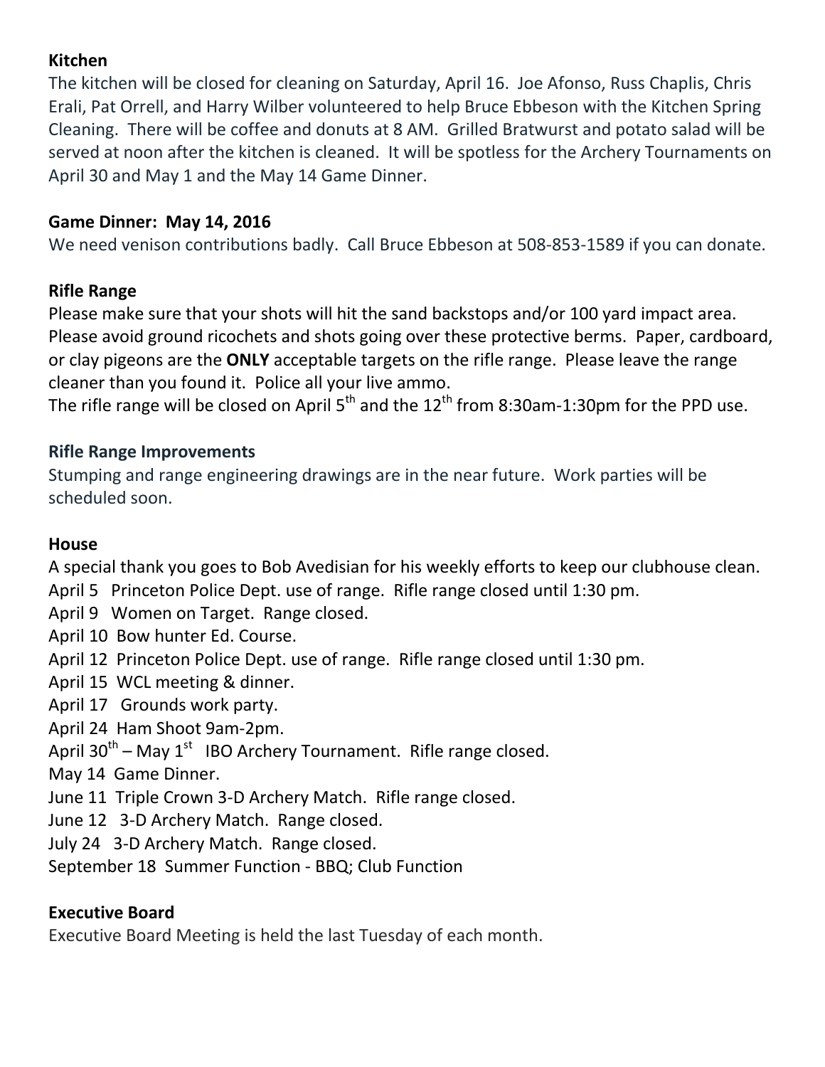**Kitchen**

The kitchen will be closed for cleaning on Saturday, April 16. Joe Afonso, Russ Chaplis, Chris Erali, Pat Orrell, and Harry Wilber volunteered to help Bruce Ebbeson with the Kitchen Spring Cleaning. There will be coffee and donuts at 8 AM. Grilled Bratwurst and potato salad will be served at noon after the kitchen is cleaned. It will be spotless for the Archery Tournaments on April 30 and May 1 and the May 14 Game Dinner.

**Game Dinner: May 14, 2016**

We need venison contributions badly. Call Bruce Ebbeson at 508-853-1589 if you can donate.

**Rifle Range**

Please make sure that your shots will hit the sand backstops and/or 100 yard impact area. Please avoid ground ricochets and shots going over these protective berms. Paper, cardboard, or clay pigeons are the **ONLY** acceptable targets on the rifle range. Please leave the range cleaner than you found it. Police all your live ammo.
The rifle range will be closed on April 5th and the 12th from 8:30am-1:30pm for the PPD use.

**Rifle Range Improvements**

Stumping and range engineering drawings are in the near future. Work parties will be scheduled soon.

**House**

A special thank you goes to Bob Avedisian for his weekly efforts to keep our clubhouse clean.
April 5 Princeton Police Dept. use of range. Rifle range closed until 1:30 pm.
April 9 Women on Target. Range closed.
April 10 Bow hunter Ed. Course.
April 12 Princeton Police Dept. use of range. Rifle range closed until 1:30 pm.
April 15 WCL meeting & dinner.
April 17 Grounds work party.
April 24 Ham Shoot 9am-2pm.
April 30th – May 1st IBO Archery Tournament. Rifle range closed.
May 14 Game Dinner.
June 11 Triple Crown 3-D Archery Match. Rifle range closed.
June 12 3-D Archery Match. Range closed.
July 24 3-D Archery Match. Range closed.
September 18 Summer Function - BBQ; Club Function

**Executive Board**

Executive Board Meeting is held the last Tuesday of each month.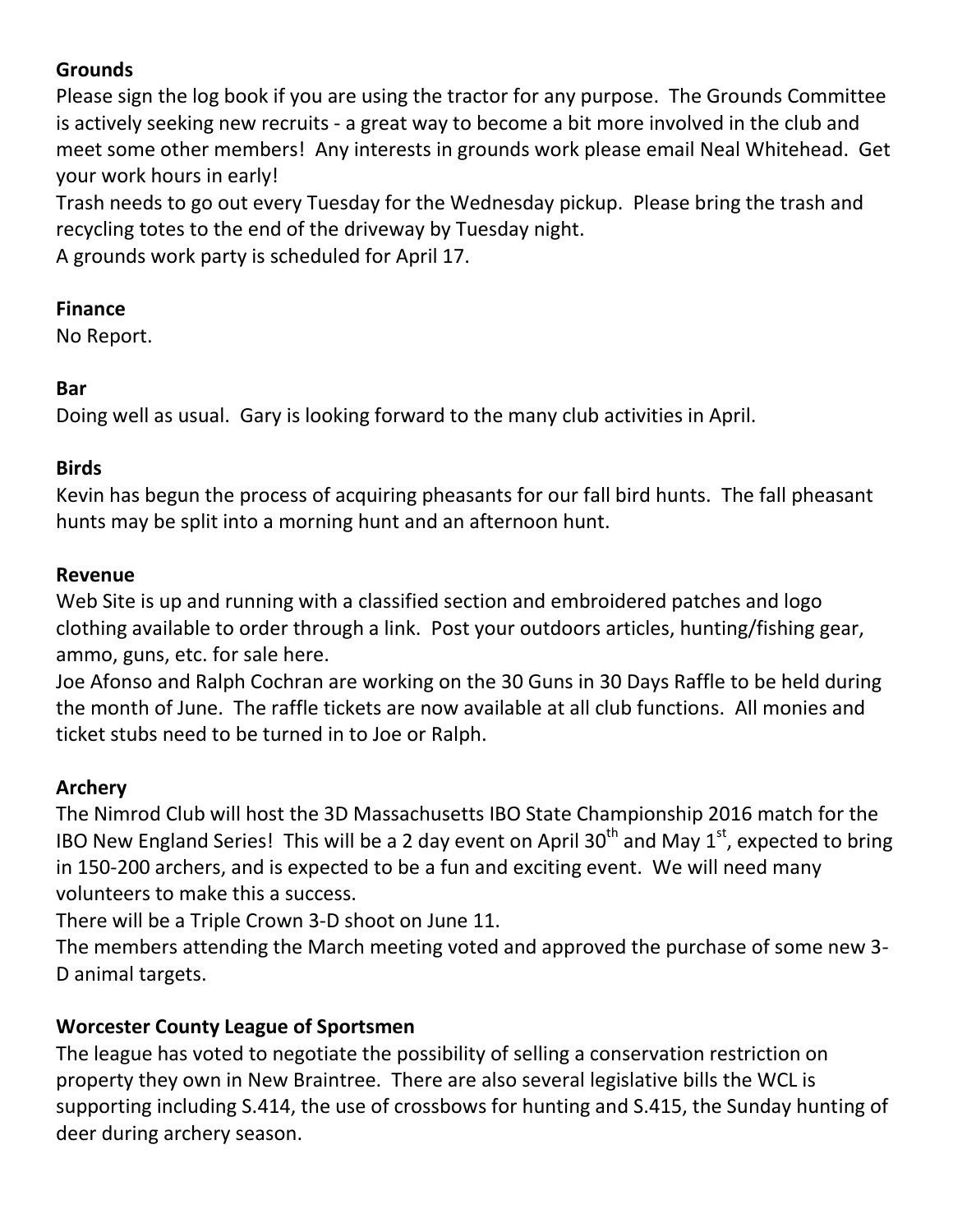**Grounds**

Please sign the log book if you are using the tractor for any purpose. The Grounds Committee is actively seeking new recruits - a great way to become a bit more involved in the club and meet some other members! Any interests in grounds work please email Neal Whitehead. Get your work hours in early!

Trash needs to go out every Tuesday for the Wednesday pickup. Please bring the trash and recycling totes to the end of the driveway by Tuesday night.

A grounds work party is scheduled for April 17.

**Finance**

No Report.

**Bar**

Doing well as usual. Gary is looking forward to the many club activities in April.

**Birds**

Kevin has begun the process of acquiring pheasants for our fall bird hunts. The fall pheasant hunts may be split into a morning hunt and an afternoon hunt.

**Revenue**

Web Site is up and running with a classified section and embroidered patches and logo clothing available to order through a link. Post your outdoors articles, hunting/fishing gear, ammo, guns, etc. for sale here.

Joe Afonso and Ralph Cochran are working on the 30 Guns in 30 Days Raffle to be held during the month of June. The raffle tickets are now available at all club functions. All monies and ticket stubs need to be turned in to Joe or Ralph.

**Archery**

The Nimrod Club will host the 3D Massachusetts IBO State Championship 2016 match for the IBO New England Series! This will be a 2 day event on April 30th and May 1st, expected to bring in 150-200 archers, and is expected to be a fun and exciting event. We will need many volunteers to make this a success.

There will be a Triple Crown 3-D shoot on June 11.

The members attending the March meeting voted and approved the purchase of some new 3-D animal targets.

**Worcester County League of Sportsmen**

The league has voted to negotiate the possibility of selling a conservation restriction on property they own in New Braintree. There are also several legislative bills the WCL is supporting including S.414, the use of crossbows for hunting and S.415, the Sunday hunting of deer during archery season.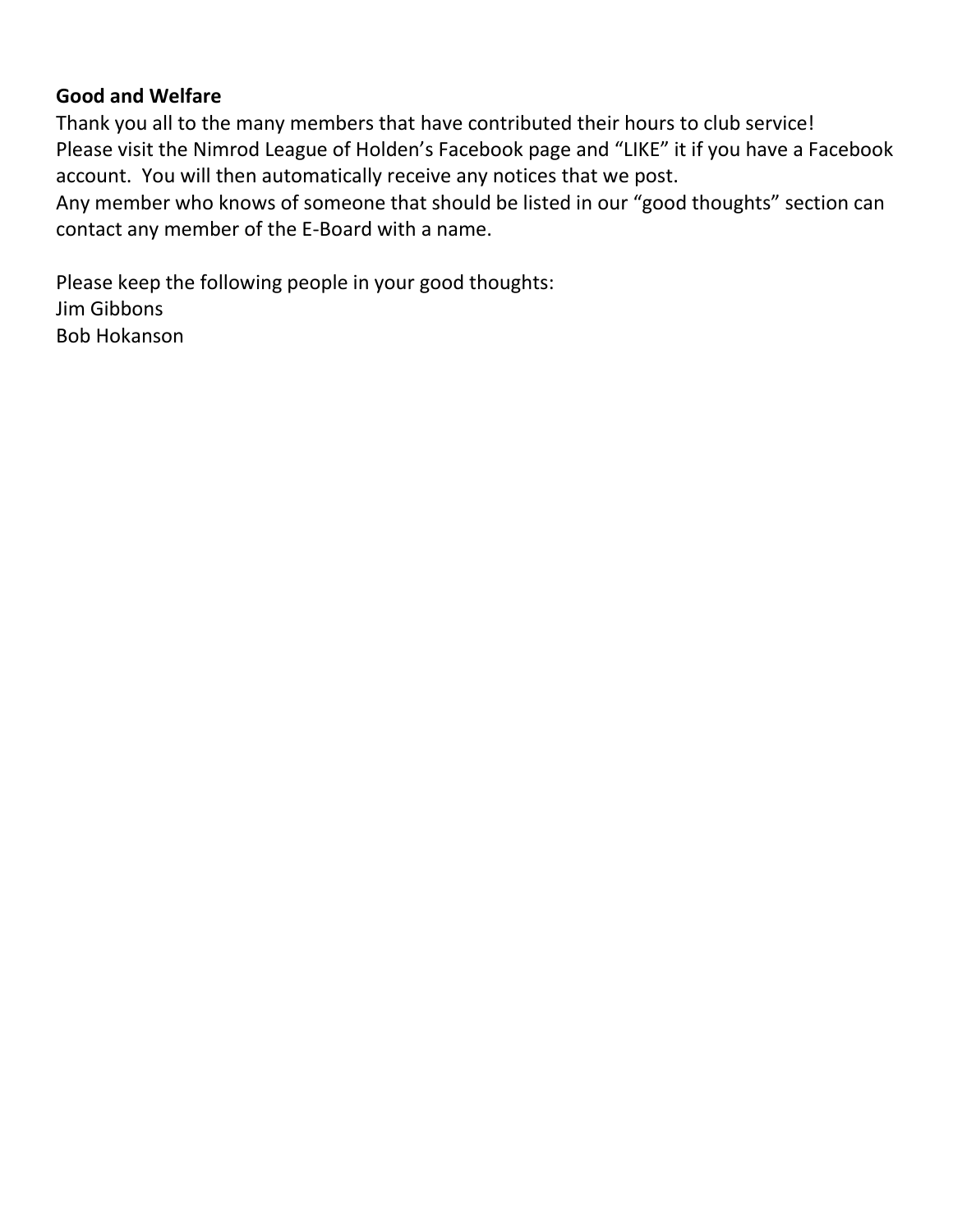**Good and Welfare**

Thank you all to the many members that have contributed their hours to club service!
Please visit the Nimrod League of Holden's Facebook page and "LIKE" it if you have a Facebook account. You will then automatically receive any notices that we post.
Any member who knows of someone that should be listed in our "good thoughts" section can contact any member of the E-Board with a name.

Please keep the following people in your good thoughts:
Jim Gibbons
Bob Hokanson